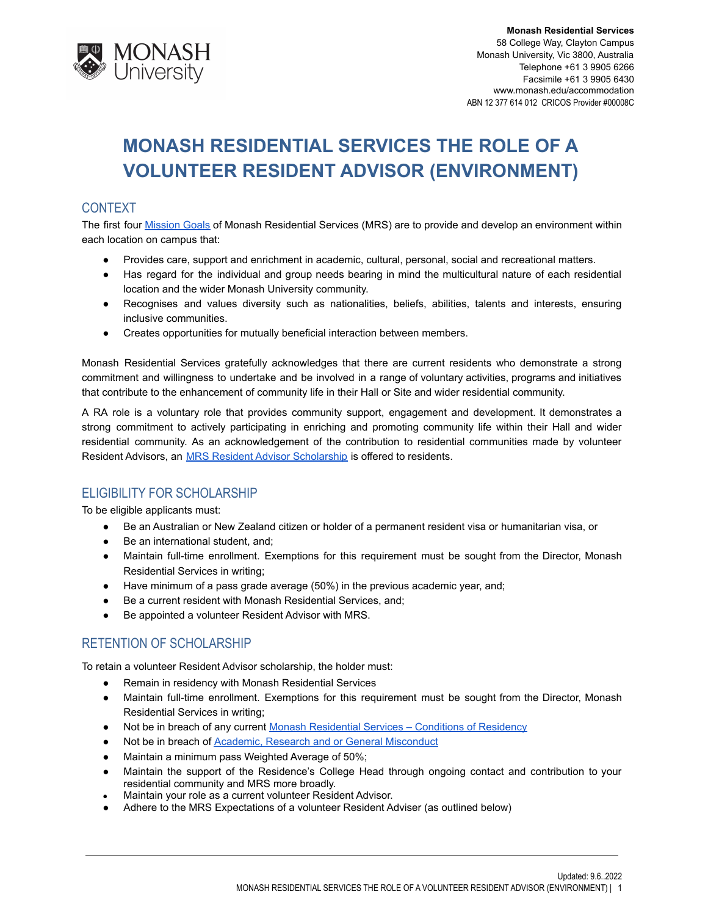Monash Residential Services
58 College Way, Clayton Campus
Monash University, Vic 3800, Australia
Telephone +61 3 9905 6266
Facsimile +61 3 9905 6430
www.monash.edu/accommodation
ABN 12 377 614 012 CRICOS Provider #00008C

# MONASH RESIDENTIAL SERVICES THE ROLE OF A VOLUNTEER RESIDENT ADVISOR (ENVIRONMENT)

## CONTEXT

The first four Mission Goals of Monash Residential Services (MRS) are to provide and develop an environment within each location on campus that:

- Provides care, support and enrichment in academic, cultural, personal, social and recreational matters.
- Has regard for the individual and group needs bearing in mind the multicultural nature of each residential location and the wider Monash University community.
- Recognises and values diversity such as nationalities, beliefs, abilities, talents and interests, ensuring inclusive communities.
- Creates opportunities for mutually beneficial interaction between members.

Monash Residential Services gratefully acknowledges that there are current residents who demonstrate a strong commitment and willingness to undertake and be involved in a range of voluntary activities, programs and initiatives that contribute to the enhancement of community life in their Hall or Site and wider residential community.

A RA role is a voluntary role that provides community support, engagement and development. It demonstrates a strong commitment to actively participating in enriching and promoting community life within their Hall and wider residential community. As an acknowledgement of the contribution to residential communities made by volunteer Resident Advisors, an MRS Resident Advisor Scholarship is offered to residents.

## ELIGIBILITY FOR SCHOLARSHIP

To be eligible applicants must:

- Be an Australian or New Zealand citizen or holder of a permanent resident visa or humanitarian visa, or
- Be an international student, and;
- Maintain full-time enrollment. Exemptions for this requirement must be sought from the Director, Monash Residential Services in writing;
- Have minimum of a pass grade average (50%) in the previous academic year, and;
- Be a current resident with Monash Residential Services, and;
- Be appointed a volunteer Resident Advisor with MRS.

## RETENTION OF SCHOLARSHIP

To retain a volunteer Resident Advisor scholarship, the holder must:

- Remain in residency with Monash Residential Services
- Maintain full-time enrollment. Exemptions for this requirement must be sought from the Director, Monash Residential Services in writing;
- Not be in breach of any current Monash Residential Services – Conditions of Residency
- Not be in breach of Academic, Research and or General Misconduct
- Maintain a minimum pass Weighted Average of 50%;
- Maintain the support of the Residence's College Head through ongoing contact and contribution to your residential community and MRS more broadly.
- Maintain your role as a current volunteer Resident Advisor.
- Adhere to the MRS Expectations of a volunteer Resident Adviser (as outlined below)

Updated: 9.6..2022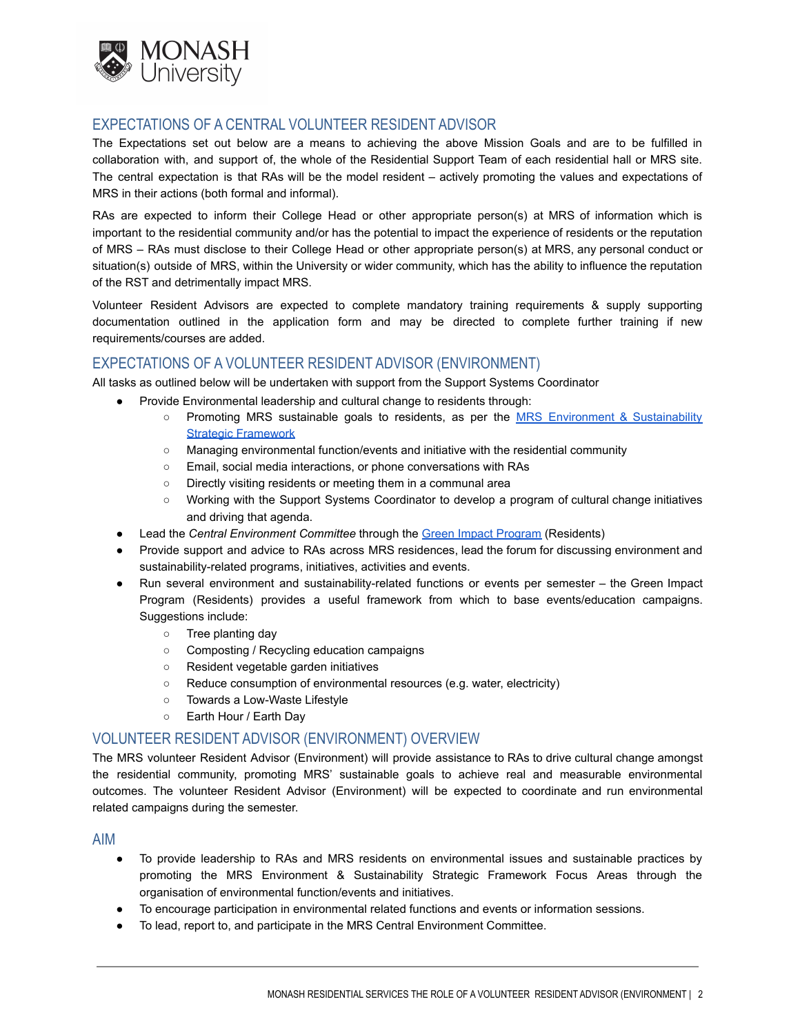## EXPECTATIONS OF A CENTRAL VOLUNTEER RESIDENT ADVISOR

The Expectations set out below are a means to achieving the above Mission Goals and are to be fulfilled in collaboration with, and support of, the whole of the Residential Support Team of each residential hall or MRS site. The central expectation is that RAs will be the model resident – actively promoting the values and expectations of MRS in their actions (both formal and informal).

RAs are expected to inform their College Head or other appropriate person(s) at MRS of information which is important to the residential community and/or has the potential to impact the experience of residents or the reputation of MRS – RAs must disclose to their College Head or other appropriate person(s) at MRS, any personal conduct or situation(s) outside of MRS, within the University or wider community, which has the ability to influence the reputation of the RST and detrimentally impact MRS.

Volunteer Resident Advisors are expected to complete mandatory training requirements & supply supporting documentation outlined in the application form and may be directed to complete further training if new requirements/courses are added.

## EXPECTATIONS OF A VOLUNTEER RESIDENT ADVISOR (ENVIRONMENT)

All tasks as outlined below will be undertaken with support from the Support Systems Coordinator

- Provide Environmental leadership and cultural change to residents through:
  - Promoting MRS sustainable goals to residents, as per the MRS Environment & Sustainability Strategic Framework
  - Managing environmental function/events and initiative with the residential community
  - Email, social media interactions, or phone conversations with RAs
  - Directly visiting residents or meeting them in a communal area
  - Working with the Support Systems Coordinator to develop a program of cultural change initiatives and driving that agenda.
- Lead the *Central Environment Committee* through the Green Impact Program (Residents)
- Provide support and advice to RAs across MRS residences, lead the forum for discussing environment and sustainability-related programs, initiatives, activities and events.
- Run several environment and sustainability-related functions or events per semester – the Green Impact Program (Residents) provides a useful framework from which to base events/education campaigns. Suggestions include:
  - Tree planting day
  - Composting / Recycling education campaigns
  - Resident vegetable garden initiatives
  - Reduce consumption of environmental resources (e.g. water, electricity)
  - Towards a Low-Waste Lifestyle
  - Earth Hour / Earth Day

## VOLUNTEER RESIDENT ADVISOR (ENVIRONMENT) OVERVIEW

The MRS volunteer Resident Advisor (Environment) will provide assistance to RAs to drive cultural change amongst the residential community, promoting MRS' sustainable goals to achieve real and measurable environmental outcomes. The volunteer Resident Advisor (Environment) will be expected to coordinate and run environmental related campaigns during the semester.

## AIM

- To provide leadership to RAs and MRS residents on environmental issues and sustainable practices by promoting the MRS Environment & Sustainability Strategic Framework Focus Areas through the organisation of environmental function/events and initiatives.
- To encourage participation in environmental related functions and events or information sessions.
- To lead, report to, and participate in the MRS Central Environment Committee.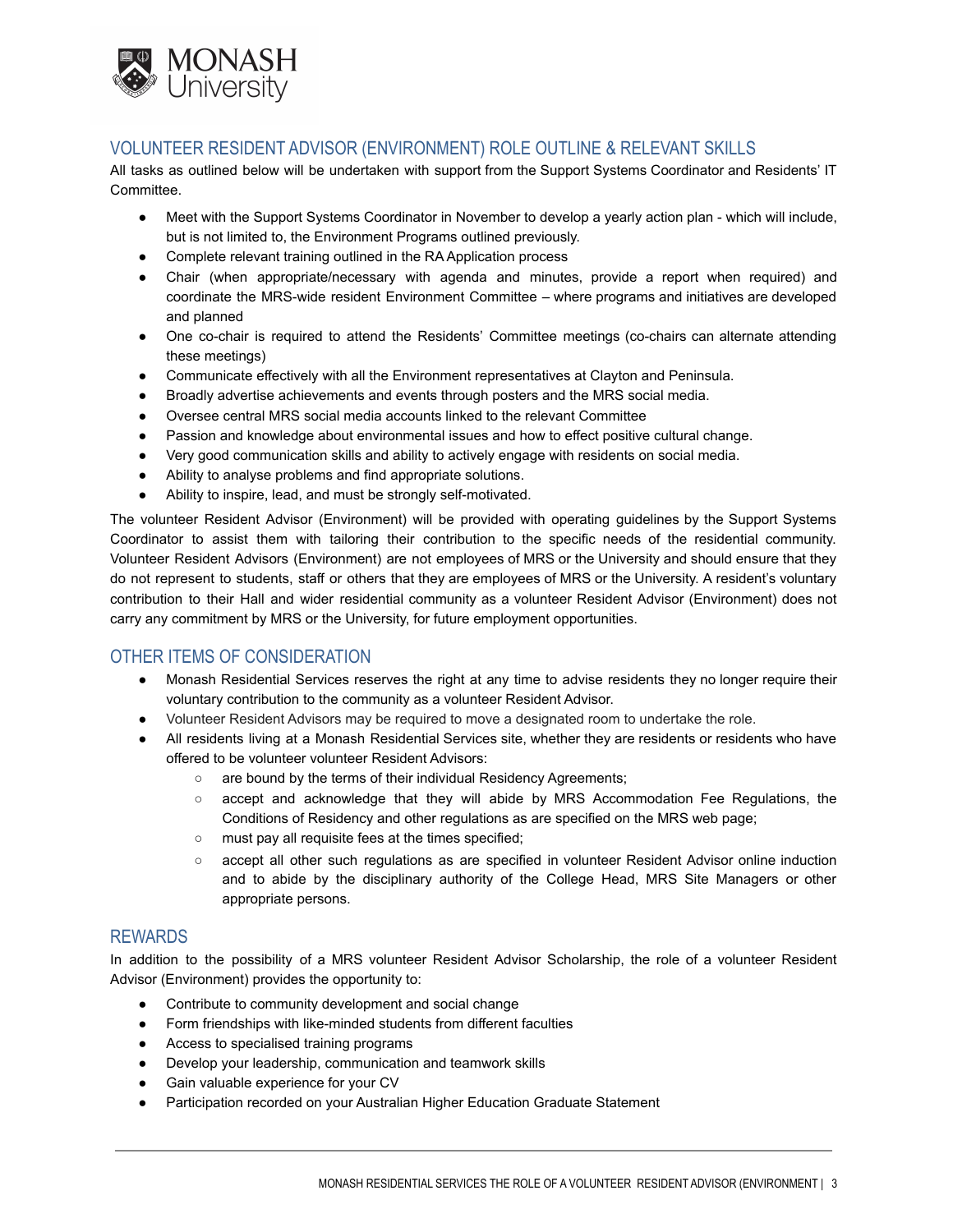## VOLUNTEER RESIDENT ADVISOR (ENVIRONMENT) ROLE OUTLINE & RELEVANT SKILLS

All tasks as outlined below will be undertaken with support from the Support Systems Coordinator and Residents' IT Committee.

- Meet with the Support Systems Coordinator in November to develop a yearly action plan - which will include, but is not limited to, the Environment Programs outlined previously.
- Complete relevant training outlined in the RA Application process
- Chair (when appropriate/necessary with agenda and minutes, provide a report when required) and coordinate the MRS-wide resident Environment Committee – where programs and initiatives are developed and planned
- One co-chair is required to attend the Residents' Committee meetings (co-chairs can alternate attending these meetings)
- Communicate effectively with all the Environment representatives at Clayton and Peninsula.
- Broadly advertise achievements and events through posters and the MRS social media.
- Oversee central MRS social media accounts linked to the relevant Committee
- Passion and knowledge about environmental issues and how to effect positive cultural change.
- Very good communication skills and ability to actively engage with residents on social media.
- Ability to analyse problems and find appropriate solutions.
- Ability to inspire, lead, and must be strongly self-motivated.

The volunteer Resident Advisor (Environment) will be provided with operating guidelines by the Support Systems Coordinator to assist them with tailoring their contribution to the specific needs of the residential community. Volunteer Resident Advisors (Environment) are not employees of MRS or the University and should ensure that they do not represent to students, staff or others that they are employees of MRS or the University. A resident's voluntary contribution to their Hall and wider residential community as a volunteer Resident Advisor (Environment) does not carry any commitment by MRS or the University, for future employment opportunities.

## OTHER ITEMS OF CONSIDERATION

- Monash Residential Services reserves the right at any time to advise residents they no longer require their voluntary contribution to the community as a volunteer Resident Advisor.
- Volunteer Resident Advisors may be required to move a designated room to undertake the role.
- All residents living at a Monash Residential Services site, whether they are residents or residents who have offered to be volunteer volunteer Resident Advisors:
  - are bound by the terms of their individual Residency Agreements;
  - accept and acknowledge that they will abide by MRS Accommodation Fee Regulations, the Conditions of Residency and other regulations as are specified on the MRS web page;
  - must pay all requisite fees at the times specified;
  - accept all other such regulations as are specified in volunteer Resident Advisor online induction and to abide by the disciplinary authority of the College Head, MRS Site Managers or other appropriate persons.

## REWARDS

In addition to the possibility of a MRS volunteer Resident Advisor Scholarship, the role of a volunteer Resident Advisor (Environment) provides the opportunity to:

- Contribute to community development and social change
- Form friendships with like-minded students from different faculties
- Access to specialised training programs
- Develop your leadership, communication and teamwork skills
- Gain valuable experience for your CV
- Participation recorded on your Australian Higher Education Graduate Statement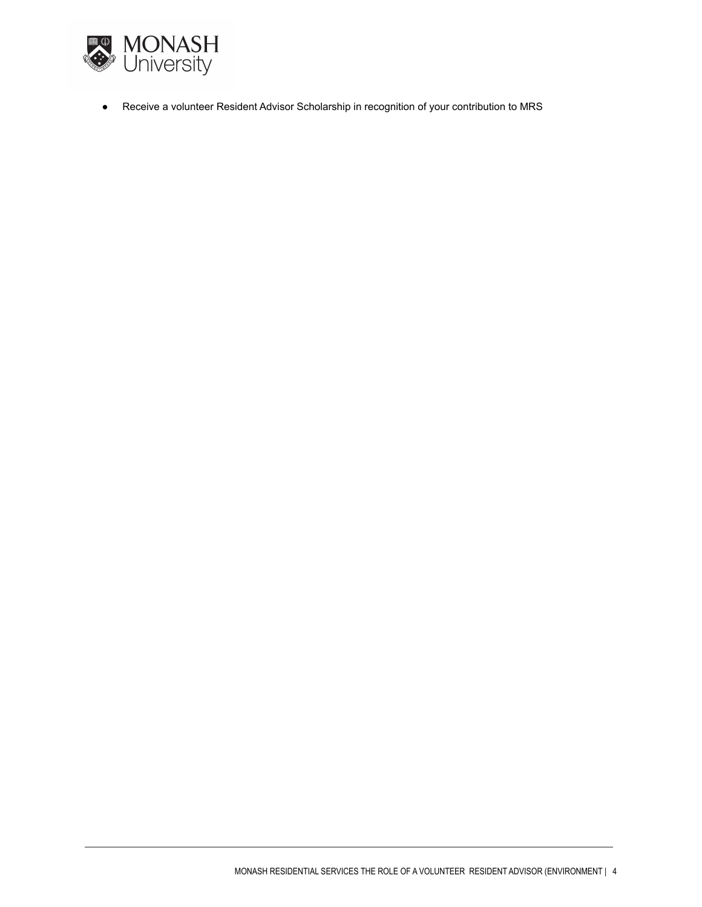- Receive a volunteer Resident Advisor Scholarship in recognition of your contribution to MRS